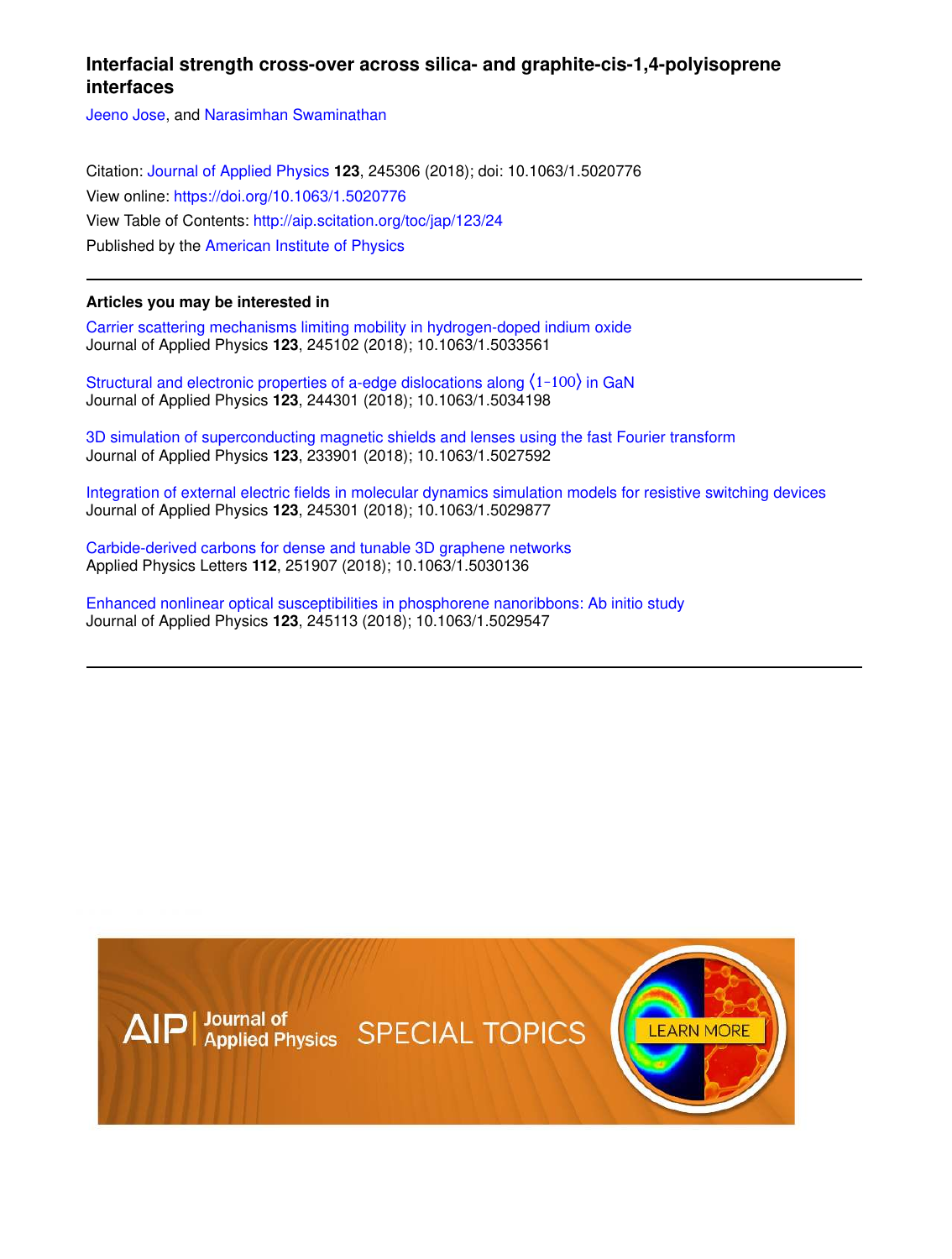# Interfacial strength cross-over across silica- and graphite-cis-1,4-polyisoprene interfaces

Jeeno Jose, and Narasimhan Swaminathan

Citation: Journal of Applied Physics **123**, 245306 (2018); doi: 10.1063/1.5020776

View online: https://doi.org/10.1063/1.5020776

View Table of Contents: http://aip.scitation.org/toc/jap/123/24

Published by the American Institute of Physics

---

## Articles you may be interested in

Carrier scattering mechanisms limiting mobility in hydrogen-doped indium oxide
Journal of Applied Physics **123**, 245102 (2018); 10.1063/1.5033561

Structural and electronic properties of a-edge dislocations along ⟨1-100⟩ in GaN
Journal of Applied Physics **123**, 244301 (2018); 10.1063/1.5034198

3D simulation of superconducting magnetic shields and lenses using the fast Fourier transform
Journal of Applied Physics **123**, 233901 (2018); 10.1063/1.5027592

Integration of external electric fields in molecular dynamics simulation models for resistive switching devices
Journal of Applied Physics **123**, 245301 (2018); 10.1063/1.5029877

Carbide-derived carbons for dense and tunable 3D graphene networks
Applied Physics Letters **112**, 251907 (2018); 10.1063/1.5030136

Enhanced nonlinear optical susceptibilities in phosphorene nanoribbons: Ab initio study
Journal of Applied Physics **123**, 245113 (2018); 10.1063/1.5029547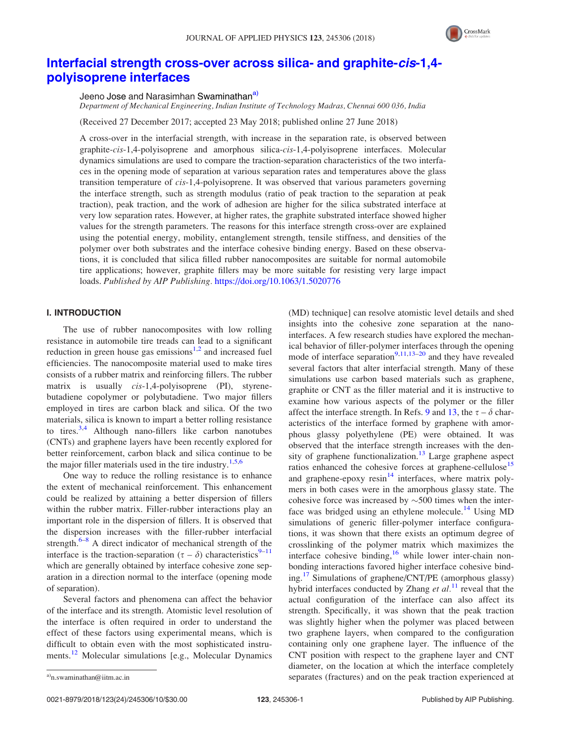# Interfacial strength cross-over across silica- and graphite-*cis*-1,4-polyisoprene interfaces

Jeeno Jose and Narasimhan Swaminathan[a]

*Department of Mechanical Engineering, Indian Institute of Technology Madras, Chennai 600 036, India*

(Received 27 December 2017; accepted 23 May 2018; published online 27 June 2018)

A cross-over in the interfacial strength, with increase in the separation rate, is observed between graphite-*cis*-1,4-polyisoprene and amorphous silica-*cis*-1,4-polyisoprene interfaces. Molecular dynamics simulations are used to compare the traction-separation characteristics of the two interfaces in the opening mode of separation at various separation rates and temperatures above the glass transition temperature of *cis*-1,4-polyisoprene. It was observed that various parameters governing the interface strength, such as strength modulus (ratio of peak traction to the separation at peak traction), peak traction, and the work of adhesion are higher for the silica substrated interface at very low separation rates. However, at higher rates, the graphite substrated interface showed higher values for the strength parameters. The reasons for this interface strength cross-over are explained using the potential energy, mobility, entanglement strength, tensile stiffness, and densities of the polymer over both substrates and the interface cohesive binding energy. Based on these observations, it is concluded that silica filled rubber nanocomposites are suitable for normal automobile tire applications; however, graphite fillers may be more suitable for resisting very large impact loads. *Published by AIP Publishing.* https://doi.org/10.1063/1.5020776

## I. INTRODUCTION

The use of rubber nanocomposites with low rolling resistance in automobile tire treads can lead to a significant reduction in green house gas emissions[1,2] and increased fuel efficiencies. The nanocomposite material used to make tires consists of a rubber matrix and reinforcing fillers. The rubber matrix is usually *cis*-1,4-polyisoprene (PI), styrene-butadiene copolymer or polybutadiene. Two major fillers employed in tires are carbon black and silica. Of the two materials, silica is known to impart a better rolling resistance to tires.[3,4] Although nano-fillers like carbon nanotubes (CNTs) and graphene layers have been recently explored for better reinforcement, carbon black and silica continue to be the major filler materials used in the tire industry.[1,5,6]

One way to reduce the rolling resistance is to enhance the extent of mechanical reinforcement. This enhancement could be realized by attaining a better dispersion of fillers within the rubber matrix. Filler-rubber interactions play an important role in the dispersion of fillers. It is observed that the dispersion increases with the filler-rubber interfacial strength.[6–8] A direct indicator of mechanical strength of the interface is the traction-separation ($\tau-\delta$) characteristics[9–11] which are generally obtained by interface cohesive zone separation in a direction normal to the interface (opening mode of separation).

Several factors and phenomena can affect the behavior of the interface and its strength. Atomistic level resolution of the interface is often required in order to understand the effect of these factors using experimental means, which is difficult to obtain even with the most sophisticated instruments.[12] Molecular simulations [e.g., Molecular Dynamics (MD) technique] can resolve atomistic level details and shed insights into the cohesive zone separation at the nano-interfaces. A few research studies have explored the mechanical behavior of filler-polymer interfaces through the opening mode of interface separation[9,11,13–20] and they have revealed several factors that alter interfacial strength. Many of these simulations use carbon based materials such as graphene, graphite or CNT as the filler material and it is instructive to examine how various aspects of the polymer or the filler affect the interface strength. In Refs. 9 and 13, the $\tau-\delta$ characteristics of the interface formed by graphene with amorphous glassy polyethylene (PE) were obtained. It was observed that the interface strength increases with the density of graphene functionalization.[13] Large graphene aspect ratios enhanced the cohesive forces at graphene-cellulose[15] and graphene-epoxy resin[14] interfaces, where matrix polymers in both cases were in the amorphous glassy state. The cohesive force was increased by ~500 times when the interface was bridged using an ethylene molecule.[14] Using MD simulations of generic filler-polymer interface configurations, it was shown that there exists an optimum degree of crosslinking of the polymer matrix which maximizes the interface cohesive binding,[16] while lower inter-chain non-bonding interactions favored higher interface cohesive binding.[17] Simulations of graphene/CNT/PE (amorphous glassy) hybrid interfaces conducted by Zhang *et al.*[11] reveal that the actual configuration of the interface can also affect its strength. Specifically, it was shown that the peak traction was slightly higher when the polymer was placed between two graphene layers, when compared to the configuration containing only one graphene layer. The influence of the CNT position with respect to the graphene layer and CNT diameter, on the location at which the interface completely separates (fractures) and on the peak traction experienced at

[a]n.swaminathan@iitm.ac.in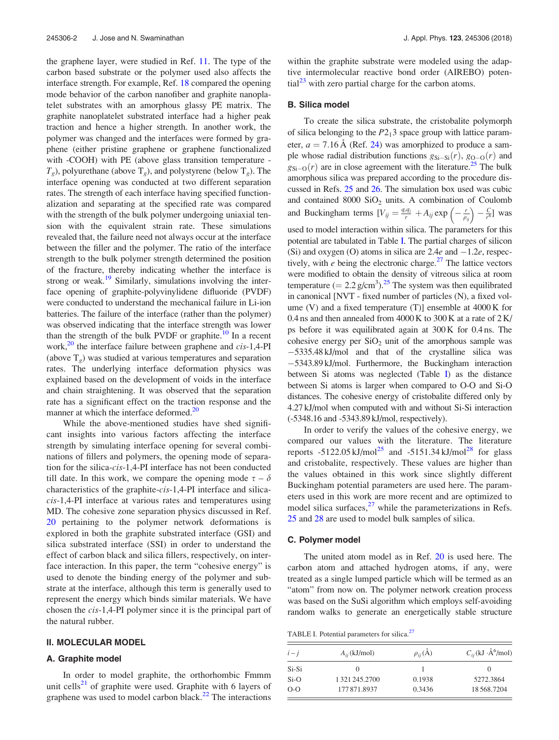the graphene layer, were studied in Ref. 11. The type of the carbon based substrate or the polymer used also affects the interface strength. For example, Ref. 18 compared the opening mode behavior of the carbon nanofiber and graphite nanoplatelet substrates with an amorphous glassy PE matrix. The graphite nanoplatelet substrated interface had a higher peak traction and hence a higher strength. In another work, the polymer was changed and the interfaces were formed by graphene (either pristine graphene or graphene functionalized with -COOH) with PE (above glass transition temperature - $T_g$), polyurethane (above $T_g$), and polystyrene (below $T_g$). The interface opening was conducted at two different separation rates. The strength of each interface having specified functionalization and separating at the specified rate was compared with the strength of the bulk polymer undergoing uniaxial tension with the equivalent strain rate. These simulations revealed that, the failure need not always occur at the interface between the filler and the polymer. The ratio of the interface strength to the bulk polymer strength determined the position of the fracture, thereby indicating whether the interface is strong or weak.[19] Similarly, simulations involving the interface opening of graphite-polyvinylidene difluoride (PVDF) were conducted to understand the mechanical failure in Li-ion batteries. The failure of the interface (rather than the polymer) was observed indicating that the interface strength was lower than the strength of the bulk PVDF or graphite.[10] In a recent work,[20] the interface failure between graphene and *cis*-1,4-PI (above $T_g$) was studied at various temperatures and separation rates. The underlying interface deformation physics was explained based on the development of voids in the interface and chain straightening. It was observed that the separation rate has a significant effect on the traction response and the manner at which the interface deformed.[20]

While the above-mentioned studies have shed significant insights into various factors affecting the interface strength by simulating interface opening for several combinations of fillers and polymers, the opening mode of separation for the silica-*cis*-1,4-PI interface has not been conducted till date. In this work, we compare the opening mode $\tau - \delta$ characteristics of the graphite-*cis*-1,4-PI interface and silica-*cis*-1,4-PI interface at various rates and temperatures using MD. The cohesive zone separation physics discussed in Ref. 20 pertaining to the polymer network deformations is explored in both the graphite substrated interface (GSI) and silica substrated interface (SSI) in order to understand the effect of carbon black and silica fillers, respectively, on interface interaction. In this paper, the term "cohesive energy" is used to denote the binding energy of the polymer and substrate at the interface, although this term is generally used to represent the energy which binds similar materials. We have chosen the *cis*-1,4-PI polymer since it is the principal part of the natural rubber.

## II. MOLECULAR MODEL

### A. Graphite model

In order to model graphite, the orthorhombic Fmmm unit cells[21] of graphite were used. Graphite with 6 layers of graphene was used to model carbon black.[22] The interactions within the graphite substrate were modeled using the adaptive intermolecular reactive bond order (AIREBO) potential[23] with zero partial charge for the carbon atoms.

### B. Silica model

To create the silica substrate, the cristobalite polymorph of silica belonging to the $P2_13$ space group with lattice parameter, $a = 7.16$ Å (Ref. 24) was amorphized to produce a sample whose radial distribution functions $g_{\text{Si}-\text{Si}}(r)$, $g_{\text{O}-\text{O}}(r)$ and $g_{\text{Si}-\text{O}}(r)$ are in close agreement with the literature.[25] The bulk amorphous silica was prepared according to the procedure discussed in Refs. 25 and 26. The simulation box used was cubic and contained 8000 $SiO_2$ units. A combination of Coulomb and Buckingham terms $\left[V_{ij} = \frac{q_i q_j}{r} + A_{ij} \exp\left(-\frac{r}{\rho_{ij}}\right) - \frac{C}{r^6}\right]$ was used to model interaction within silica. The parameters for this potential are tabulated in Table I. The partial charges of silicon (Si) and oxygen (O) atoms in silica are $2.4e$ and $-1.2e$, respectively, with $e$ being the electronic charge.[27] The lattice vectors were modified to obtain the density of vitreous silica at room temperature ($= 2.2$ g/cm$^3$).[25] The system was then equilibrated in canonical [NVT - fixed number of particles (N), a fixed volume (V) and a fixed temperature (T)] ensemble at 4000 K for 0.4 ns and then annealed from 4000 K to 300 K at a rate of 2 K/ps before it was equilibrated again at 300 K for 0.4 ns. The cohesive energy per $SiO_2$ unit of the amorphous sample was −5335.48 kJ/mol and that of the crystalline silica was −5343.89 kJ/mol. Furthermore, the Buckingham interaction between Si atoms was neglected (Table I) as the distance between Si atoms is larger when compared to O-O and Si-O distances. The cohesive energy of cristobalite differed only by 4.27 kJ/mol when computed with and without Si-Si interaction (-5348.16 and -5343.89 kJ/mol, respectively).

In order to verify the values of the cohesive energy, we compared our values with the literature. The literature reports -5122.05 kJ/mol[25] and -5151.34 kJ/mol[28] for glass and cristobalite, respectively. These values are higher than the values obtained in this work since slightly different Buckingham potential parameters are used here. The parameters used in this work are more recent and are optimized to model silica surfaces,[27] while the parameterizations in Refs. 25 and 28 are used to model bulk samples of silica.

### C. Polymer model

The united atom model as in Ref. 20 is used here. The carbon atom and attached hydrogen atoms, if any, were treated as a single lumped particle which will be termed as an "atom" from now on. The polymer network creation process was based on the SuSi algorithm which employs self-avoiding random walks to generate an energetically stable structure

TABLE I. Potential parameters for silica.[27]

| $i-j$ | $A_{ij}$ (kJ/mol) | $\rho_{ij}$ (Å) | $C_{ij}$ (kJ ·Å$^6$/mol) |
|---|---|---|---|
| Si-Si | 0 | 1 | 0 |
| Si-O | 1 321 245.2700 | 0.1938 | 5272.3864 |
| O-O | 177 871.8937 | 0.3436 | 18 568.7204 |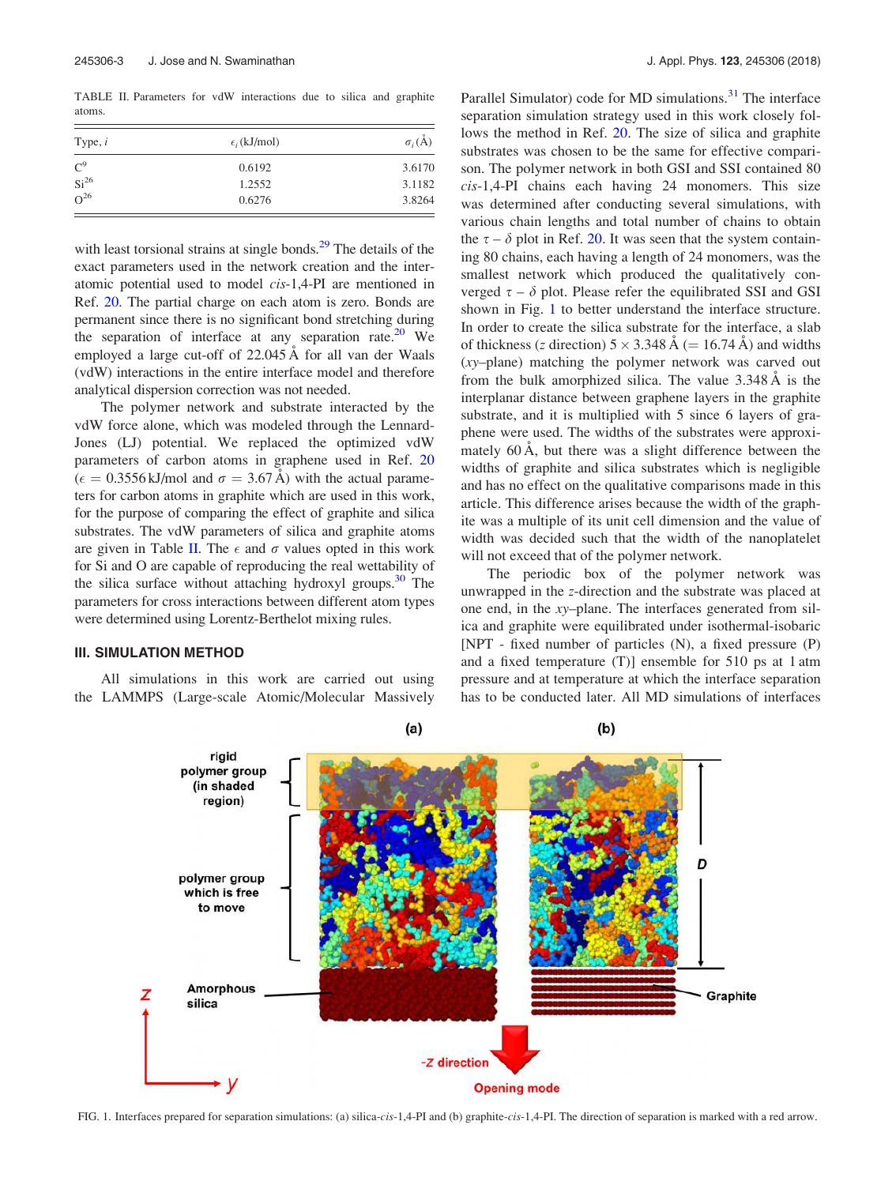TABLE II. Parameters for vdW interactions due to silica and graphite atoms.

| Type, $i$ | $\epsilon_i$ (kJ/mol) | $\sigma_i$ (Å) |
|---|---|---|
| C[9] | 0.6192 | 3.6170 |
| Si[26] | 1.2552 | 3.1182 |
| O[26] | 0.6276 | 3.8264 |

with least torsional strains at single bonds.[29] The details of the exact parameters used in the network creation and the interatomic potential used to model *cis*-1,4-PI are mentioned in Ref. 20. The partial charge on each atom is zero. Bonds are permanent since there is no significant bond stretching during the separation of interface at any separation rate.[20] We employed a large cut-off of 22.045 Å for all van der Waals (vdW) interactions in the entire interface model and therefore analytical dispersion correction was not needed.

The polymer network and substrate interacted by the vdW force alone, which was modeled through the Lennard-Jones (LJ) potential. We replaced the optimized vdW parameters of carbon atoms in graphene used in Ref. 20 ($\epsilon = 0.3556$ kJ/mol and $\sigma = 3.67$ Å) with the actual parameters for carbon atoms in graphite which are used in this work, for the purpose of comparing the effect of graphite and silica substrates. The vdW parameters of silica and graphite atoms are given in Table II. The $\epsilon$ and $\sigma$ values opted in this work for Si and O are capable of reproducing the real wettability of the silica surface without attaching hydroxyl groups.[30] The parameters for cross interactions between different atom types were determined using Lorentz-Berthelot mixing rules.

## III. SIMULATION METHOD

All simulations in this work are carried out using the LAMMPS (Large-scale Atomic/Molecular Massively Parallel Simulator) code for MD simulations.[31] The interface separation simulation strategy used in this work closely follows the method in Ref. 20. The size of silica and graphite substrates was chosen to be the same for effective comparison. The polymer network in both GSI and SSI contained 80 *cis*-1,4-PI chains each having 24 monomers. This size was determined after conducting several simulations, with various chain lengths and total number of chains to obtain the $\tau - \delta$ plot in Ref. 20. It was seen that the system containing 80 chains, each having a length of 24 monomers, was the smallest network which produced the qualitatively converged $\tau - \delta$ plot. Please refer the equilibrated SSI and GSI shown in Fig. 1 to better understand the interface structure. In order to create the silica substrate for the interface, a slab of thickness ($z$ direction) $5 \times 3.348$ Å ($= 16.74$ Å) and widths ($xy$–plane) matching the polymer network was carved out from the bulk amorphized silica. The value 3.348 Å is the interplanar distance between graphene layers in the graphite substrate, and it is multiplied with 5 since 6 layers of graphene were used. The widths of the substrates were approximately 60 Å, but there was a slight difference between the widths of graphite and silica substrates which is negligible and has no effect on the qualitative comparisons made in this article. This difference arises because the width of the graphite was a multiple of its unit cell dimension and the value of width was decided such that the width of the nanoplatelet will not exceed that of the polymer network.

The periodic box of the polymer network was unwrapped in the $z$-direction and the substrate was placed at one end, in the $xy$–plane. The interfaces generated from silica and graphite were equilibrated under isothermal-isobaric [NPT - fixed number of particles (N), a fixed pressure (P) and a fixed temperature (T)] ensemble for 510 ps at 1 atm pressure and at temperature at which the interface separation has to be conducted later. All MD simulations of interfaces

FIG. 1. Interfaces prepared for separation simulations: (a) silica-*cis*-1,4-PI and (b) graphite-*cis*-1,4-PI. The direction of separation is marked with a red arrow.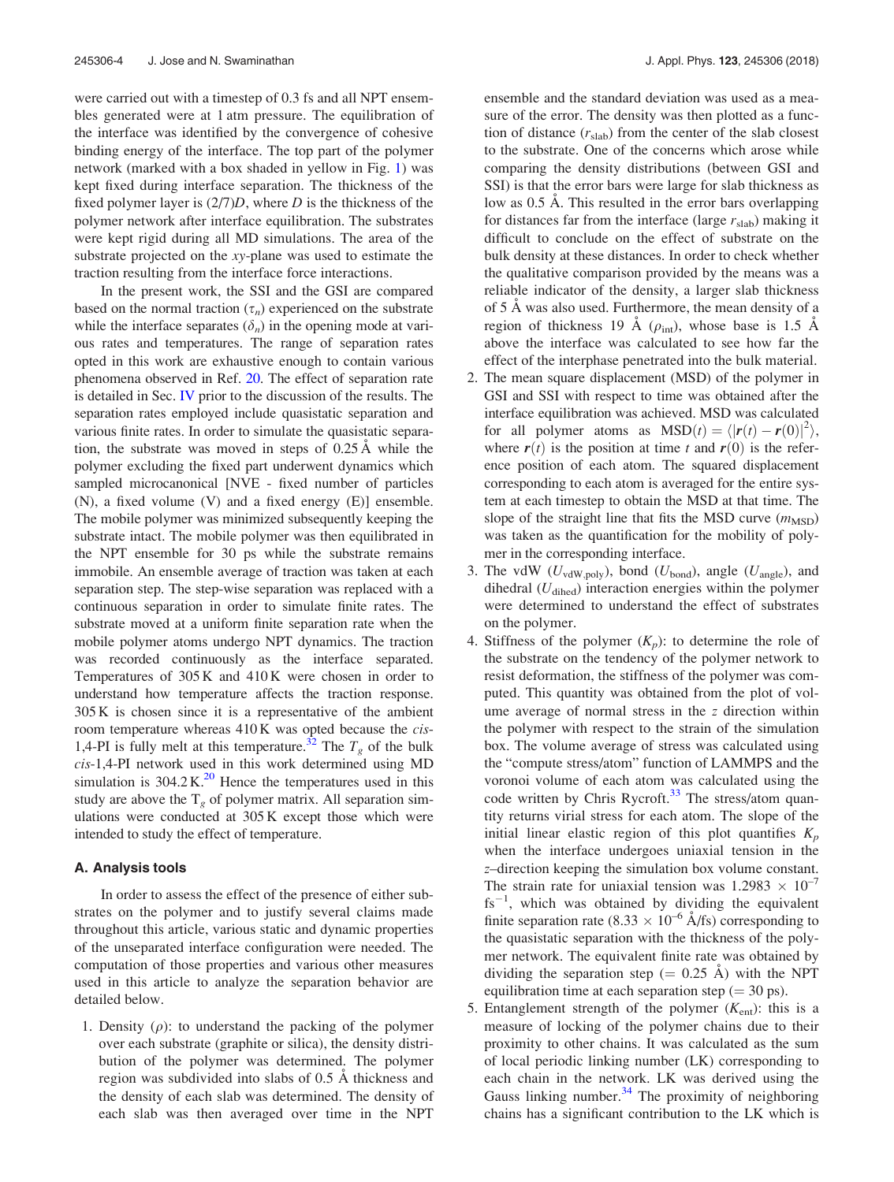were carried out with a timestep of 0.3 fs and all NPT ensembles generated were at 1 atm pressure. The equilibration of the interface was identified by the convergence of cohesive binding energy of the interface. The top part of the polymer network (marked with a box shaded in yellow in Fig. 1) was kept fixed during interface separation. The thickness of the fixed polymer layer is $(2/7)D$, where $D$ is the thickness of the polymer network after interface equilibration. The substrates were kept rigid during all MD simulations. The area of the substrate projected on the $xy$-plane was used to estimate the traction resulting from the interface force interactions.

In the present work, the SSI and the GSI are compared based on the normal traction ($\tau_n$) experienced on the substrate while the interface separates ($\delta_n$) in the opening mode at various rates and temperatures. The range of separation rates opted in this work are exhaustive enough to contain various phenomena observed in Ref. 20. The effect of separation rate is detailed in Sec. IV prior to the discussion of the results. The separation rates employed include quasistatic separation and various finite rates. In order to simulate the quasistatic separation, the substrate was moved in steps of 0.25 Å while the polymer excluding the fixed part underwent dynamics which sampled microcanonical [NVE - fixed number of particles (N), a fixed volume (V) and a fixed energy (E)] ensemble. The mobile polymer was minimized subsequently keeping the substrate intact. The mobile polymer was then equilibrated in the NPT ensemble for 30 ps while the substrate remains immobile. An ensemble average of traction was taken at each separation step. The step-wise separation was replaced with a continuous separation in order to simulate finite rates. The substrate moved at a uniform finite separation rate when the mobile polymer atoms undergo NPT dynamics. The traction was recorded continuously as the interface separated. Temperatures of 305 K and 410 K were chosen in order to understand how temperature affects the traction response. 305 K is chosen since it is a representative of the ambient room temperature whereas 410 K was opted because the *cis*-1,4-PI is fully melt at this temperature.[32] The $T_g$ of the bulk *cis*-1,4-PI network used in this work determined using MD simulation is 304.2 K.[20] Hence the temperatures used in this study are above the $T_g$ of polymer matrix. All separation simulations were conducted at 305 K except those which were intended to study the effect of temperature.

### A. Analysis tools

In order to assess the effect of the presence of either substrates on the polymer and to justify several claims made throughout this article, various static and dynamic properties of the unseparated interface configuration were needed. The computation of those properties and various other measures used in this article to analyze the separation behavior are detailed below.

1. Density ($\rho$): to understand the packing of the polymer over each substrate (graphite or silica), the density distribution of the polymer was determined. The polymer region was subdivided into slabs of 0.5 Å thickness and the density of each slab was determined. The density of each slab was then averaged over time in the NPT ensemble and the standard deviation was used as a measure of the error. The density was then plotted as a function of distance ($r_{\mathrm{slab}}$) from the center of the slab closest to the substrate. One of the concerns which arose while comparing the density distributions (between GSI and SSI) is that the error bars were large for slab thickness as low as 0.5 Å. This resulted in the error bars overlapping for distances far from the interface (large $r_{\mathrm{slab}}$) making it difficult to conclude on the effect of substrate on the bulk density at these distances. In order to check whether the qualitative comparison provided by the means was a reliable indicator of the density, a larger slab thickness of 5 Å was also used. Furthermore, the mean density of a region of thickness 19 Å ($\rho_{\mathrm{int}}$), whose base is 1.5 Å above the interface was calculated to see how far the effect of the interphase penetrated into the bulk material.
2. The mean square displacement (MSD) of the polymer in GSI and SSI with respect to time was obtained after the interface equilibration was achieved. MSD was calculated for all polymer atoms as $\mathrm{MSD}(t) = \langle |\boldsymbol{r}(t) - \boldsymbol{r}(0)|^2 \rangle$, where $\boldsymbol{r}(t)$ is the position at time $t$ and $\boldsymbol{r}(0)$ is the reference position of each atom. The squared displacement corresponding to each atom is averaged for the entire system at each timestep to obtain the MSD at that time. The slope of the straight line that fits the MSD curve ($m_{\mathrm{MSD}}$) was taken as the quantification for the mobility of polymer in the corresponding interface.
3. The vdW ($U_{\mathrm{vdW,poly}}$), bond ($U_{\mathrm{bond}}$), angle ($U_{\mathrm{angle}}$), and dihedral ($U_{\mathrm{dihed}}$) interaction energies within the polymer were determined to understand the effect of substrates on the polymer.
4. Stiffness of the polymer ($K_p$): to determine the role of the substrate on the tendency of the polymer network to resist deformation, the stiffness of the polymer was computed. This quantity was obtained from the plot of volume average of normal stress in the $z$ direction within the polymer with respect to the strain of the simulation box. The volume average of stress was calculated using the "compute stress/atom" function of LAMMPS and the voronoi volume of each atom was calculated using the code written by Chris Rycroft.[33] The stress/atom quantity returns virial stress for each atom. The slope of the initial linear elastic region of this plot quantifies $K_p$ when the interface undergoes uniaxial tension in the $z$–direction keeping the simulation box volume constant. The strain rate for uniaxial tension was $1.2983 \times 10^{-7}$ $\mathrm{fs}^{-1}$, which was obtained by dividing the equivalent finite separation rate ($8.33 \times 10^{-6}$ Å/fs) corresponding to the quasistatic separation with the thickness of the polymer network. The equivalent finite rate was obtained by dividing the separation step ($= 0.25$ Å) with the NPT equilibration time at each separation step ($= 30$ ps).
5. Entanglement strength of the polymer ($K_{\mathrm{ent}}$): this is a measure of locking of the polymer chains due to their proximity to other chains. It was calculated as the sum of local periodic linking number (LK) corresponding to each chain in the network. LK was derived using the Gauss linking number.[34] The proximity of neighboring chains has a significant contribution to the LK which is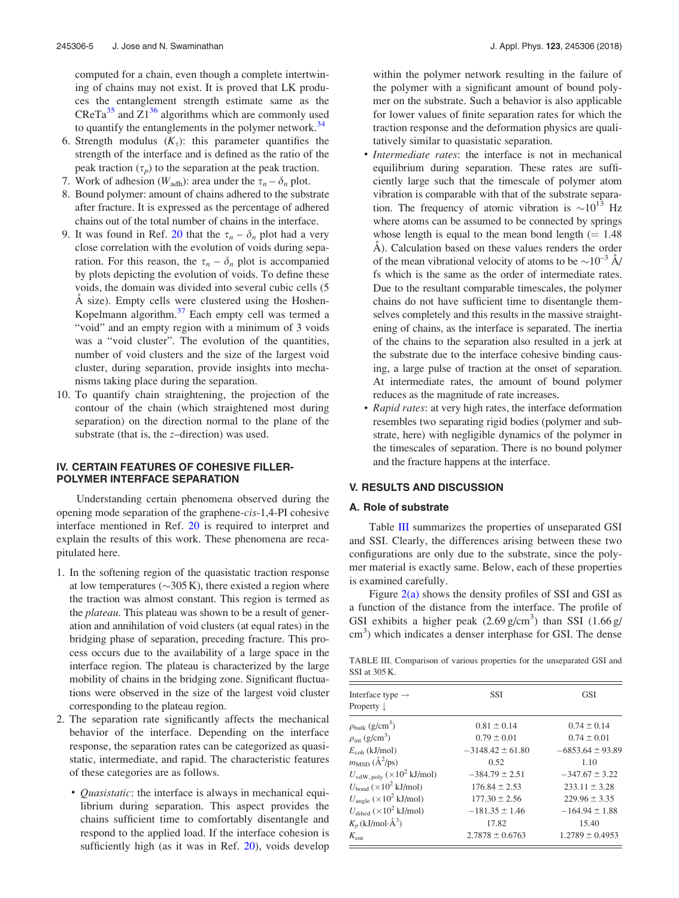computed for a chain, even though a complete intertwining of chains may not exist. It is proved that LK produces the entanglement strength estimate same as the CReTa[35] and Z1[36] algorithms which are commonly used to quantify the entanglements in the polymer network.[34]

6. Strength modulus ($K_\tau$): this parameter quantifies the strength of the interface and is defined as the ratio of the peak traction ($\tau_p$) to the separation at the peak traction.
7. Work of adhesion ($W_{\mathrm{adh}}$): area under the $\tau_n - \delta_n$ plot.
8. Bound polymer: amount of chains adhered to the substrate after fracture. It is expressed as the percentage of adhered chains out of the total number of chains in the interface.
9. It was found in Ref. 20 that the $\tau_n - \delta_n$ plot had a very close correlation with the evolution of voids during separation. For this reason, the $\tau_n - \delta_n$ plot is accompanied by plots depicting the evolution of voids. To define these voids, the domain was divided into several cubic cells (5 Å size). Empty cells were clustered using the Hoshen-Kopelmann algorithm.[37] Each empty cell was termed a "void" and an empty region with a minimum of 3 voids was a "void cluster". The evolution of the quantities, number of void clusters and the size of the largest void cluster, during separation, provide insights into mechanisms taking place during the separation.
10. To quantify chain straightening, the projection of the contour of the chain (which straightened most during separation) on the direction normal to the plane of the substrate (that is, the $z$–direction) was used.

## IV. CERTAIN FEATURES OF COHESIVE FILLER-POLYMER INTERFACE SEPARATION

Understanding certain phenomena observed during the opening mode separation of the graphene-*cis*-1,4-PI cohesive interface mentioned in Ref. 20 is required to interpret and explain the results of this work. These phenomena are recapitulated here.

1. In the softening region of the quasistatic traction response at low temperatures (∼305 K), there existed a region where the traction was almost constant. This region is termed as the *plateau*. This plateau was shown to be a result of generation and annihilation of void clusters (at equal rates) in the bridging phase of separation, preceding fracture. This process occurs due to the availability of a large space in the interface region. The plateau is characterized by the large mobility of chains in the bridging zone. Significant fluctuations were observed in the size of the largest void cluster corresponding to the plateau region.
2. The separation rate significantly affects the mechanical behavior of the interface. Depending on the interface response, the separation rates can be categorized as quasistatic, intermediate, and rapid. The characteristic features of these categories are as follows.
   - *Quasistatic*: the interface is always in mechanical equilibrium during separation. This aspect provides the chains sufficient time to comfortably disentangle and respond to the applied load. If the interface cohesion is sufficiently high (as it was in Ref. 20), voids develop within the polymer network resulting in the failure of the polymer with a significant amount of bound polymer on the substrate. Such a behavior is also applicable for lower values of finite separation rates for which the traction response and the deformation physics are qualitatively similar to quasistatic separation.
   - *Intermediate rates*: the interface is not in mechanical equilibrium during separation. These rates are sufficiently large such that the timescale of polymer atom vibration is comparable with that of the substrate separation. The frequency of atomic vibration is $\sim 10^{13}$ Hz where atoms can be assumed to be connected by springs whose length is equal to the mean bond length (= 1.48 Å). Calculation based on these values renders the order of the mean vibrational velocity of atoms to be $\sim 10^{-3}$ Å/fs which is the same as the order of intermediate rates. Due to the resultant comparable timescales, the polymer chains do not have sufficient time to disentangle themselves completely and this results in the massive straightening of chains, as the interface is separated. The inertia of the chains to the separation also resulted in a jerk at the substrate due to the interface cohesive binding causing, a large pulse of traction at the onset of separation. At intermediate rates, the amount of bound polymer reduces as the magnitude of rate increases.
   - *Rapid rates*: at very high rates, the interface deformation resembles two separating rigid bodies (polymer and substrate, here) with negligible dynamics of the polymer in the timescales of separation. There is no bound polymer and the fracture happens at the interface.

## V. RESULTS AND DISCUSSION

### A. Role of substrate

Table III summarizes the properties of unseparated GSI and SSI. Clearly, the differences arising between these two configurations are only due to the substrate, since the polymer material is exactly same. Below, each of these properties is examined carefully.

Figure 2(a) shows the density profiles of SSI and GSI as a function of the distance from the interface. The profile of GSI exhibits a higher peak (2.69 g/cm³) than SSI (1.66 g/cm³) which indicates a denser interphase for GSI. The dense

TABLE III. Comparison of various properties for the unseparated GSI and SSI at 305 K.

| Interface type → Property ↓ | SSI | GSI |
|---|---|---|
| $\rho_{\mathrm{bulk}}$ (g/cm³) | 0.81 ± 0.14 | 0.74 ± 0.14 |
| $\rho_{\mathrm{int}}$ (g/cm³) | 0.79 ± 0.01 | 0.74 ± 0.01 |
| $E_{\mathrm{coh}}$ (kJ/mol) | −3148.42 ± 61.80 | −6853.64 ± 93.89 |
| $m_{\mathrm{MSD}}$ (Å²/ps) | 0.52 | 1.10 |
| $U_{\mathrm{vdW,poly}}$ ($\times 10^2$ kJ/mol) | −384.79 ± 2.51 | −347.67 ± 3.22 |
| $U_{\mathrm{bond}}$ ($\times 10^2$ kJ/mol) | 176.84 ± 2.53 | 233.11 ± 3.28 |
| $U_{\mathrm{angle}}$ ($\times 10^2$ kJ/mol) | 177.30 ± 2.56 | 229.96 ± 3.35 |
| $U_{\mathrm{dihed}}$ ($\times 10^2$ kJ/mol) | −181.35 ± 1.46 | −164.94 ± 1.88 |
| $K_p$ (kJ/mol·Å³) | 17.82 | 15.40 |
| $K_{\mathrm{ent}}$ | 2.7878 ± 0.6763 | 1.2789 ± 0.4953 |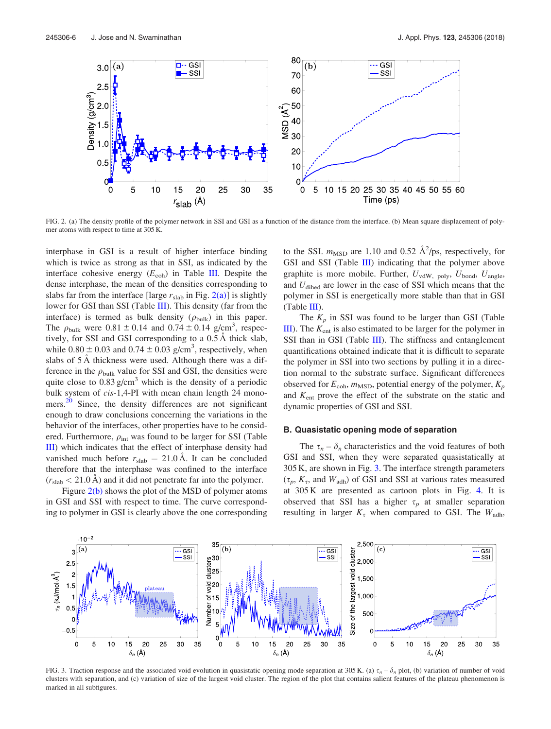FIG. 2. (a) The density profile of the polymer network in SSI and GSI as a function of the distance from the interface. (b) Mean square displacement of polymer atoms with respect to time at 305 K.

interphase in GSI is a result of higher interface binding which is twice as strong as that in SSI, as indicated by the interface cohesive energy ($E_{coh}$) in Table III. Despite the dense interphase, the mean of the densities corresponding to slabs far from the interface [large $r_{slab}$ in Fig. 2(a)] is slightly lower for GSI than SSI (Table III). This density (far from the interface) is termed as bulk density ($\rho_{bulk}$) in this paper. The $\rho_{bulk}$ were $0.81 \pm 0.14$ and $0.74 \pm 0.14$ g/cm$^3$, respectively, for SSI and GSI corresponding to a 0.5 Å thick slab, while $0.80 \pm 0.03$ and $0.74 \pm 0.03$ g/cm$^3$, respectively, when slabs of 5 Å thickness were used. Although there was a difference in the $\rho_{bulk}$ value for SSI and GSI, the densities were quite close to 0.83 g/cm$^3$ which is the density of a periodic bulk system of *cis*-1,4-PI with mean chain length 24 monomers.[20] Since, the density differences are not significant enough to draw conclusions concerning the variations in the behavior of the interfaces, other properties have to be considered. Furthermore, $\rho_{int}$ was found to be larger for SSI (Table III) which indicates that the effect of interphase density had vanished much before $r_{slab} = 21.0$ Å. It can be concluded therefore that the interphase was confined to the interface ($r_{slab} < 21.0$ Å) and it did not penetrate far into the polymer.

Figure 2(b) shows the plot of the MSD of polymer atoms in GSI and SSI with respect to time. The curve corresponding to polymer in GSI is clearly above the one corresponding to the SSI. $m_{MSD}$ are 1.10 and 0.52 Å$^2$/ps, respectively, for GSI and SSI (Table III) indicating that the polymer above graphite is more mobile. Further, $U_{vdW,\ poly}$, $U_{bond}$, $U_{angle}$, and $U_{dihed}$ are lower in the case of SSI which means that the polymer in SSI is energetically more stable than that in GSI (Table III).

The $K_p$ in SSI was found to be larger than GSI (Table III). The $K_{ent}$ is also estimated to be larger for the polymer in SSI than in GSI (Table III). The stiffness and entanglement quantifications obtained indicate that it is difficult to separate the polymer in SSI into two sections by pulling it in a direction normal to the substrate surface. Significant differences observed for $E_{coh}$, $m_{MSD}$, potential energy of the polymer, $K_p$ and $K_{ent}$ prove the effect of the substrate on the static and dynamic properties of GSI and SSI.

### B. Quasistatic opening mode of separation

The $\tau_n - \delta_n$ characteristics and the void features of both GSI and SSI, when they were separated quasistatically at 305 K, are shown in Fig. 3. The interface strength parameters ($\tau_p$, $K_\tau$, and $W_{adh}$) of GSI and SSI at various rates measured at 305 K are presented as cartoon plots in Fig. 4. It is observed that SSI has a higher $\tau_p$ at smaller separation resulting in larger $K_\tau$ when compared to GSI. The $W_{adh}$,

FIG. 3. Traction response and the associated void evolution in quasistatic opening mode separation at 305 K. (a) $\tau_n - \delta_n$ plot, (b) variation of number of void clusters with separation, and (c) variation of size of the largest void cluster. The region of the plot that contains salient features of the plateau phenomenon is marked in all subfigures.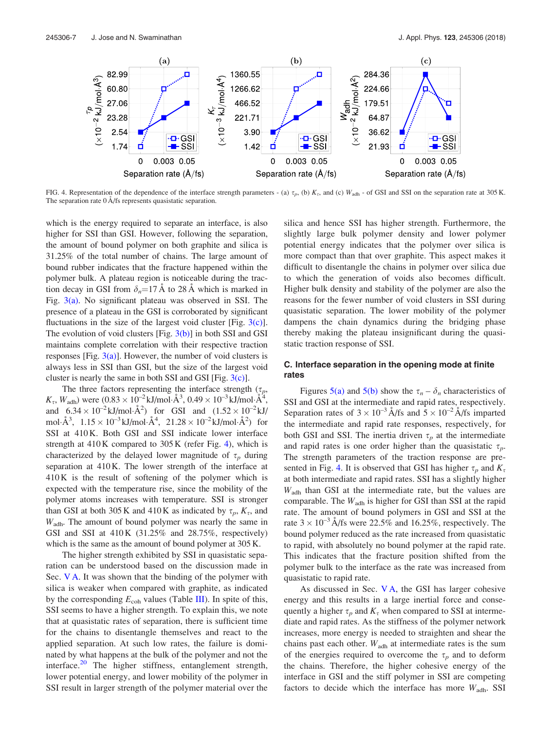FIG. 4. Representation of the dependence of the interface strength parameters - (a) $\tau_p$, (b) $K_\tau$, and (c) $W_{adh}$ - of GSI and SSI on the separation rate at 305 K. The separation rate 0 Å/fs represents quasistatic separation.

which is the energy required to separate an interface, is also higher for SSI than GSI. However, following the separation, the amount of bound polymer on both graphite and silica is 31.25% of the total number of chains. The large amount of bound rubber indicates that the fracture happened within the polymer bulk. A plateau region is noticeable during the traction decay in GSI from $\delta_n$=17 Å to 28 Å which is marked in Fig. 3(a). No significant plateau was observed in SSI. The presence of a plateau in the GSI is corroborated by significant fluctuations in the size of the largest void cluster [Fig. 3(c)]. The evolution of void clusters [Fig. 3(b)] in both SSI and GSI maintains complete correlation with their respective traction responses [Fig. 3(a)]. However, the number of void clusters is always less in SSI than GSI, but the size of the largest void cluster is nearly the same in both SSI and GSI [Fig. 3(c)].

The three factors representing the interface strength ($\tau_p$, $K_\tau$, $W_{adh}$) were ($0.83 \times 10^{-2}$ kJ/mol·Å$^3$, $0.49 \times 10^{-3}$ kJ/mol·Å$^4$, and $6.34 \times 10^{-2}$ kJ/mol·Å$^2$) for GSI and ($1.52 \times 10^{-2}$ kJ/mol·Å$^3$, $1.15 \times 10^{-3}$ kJ/mol·Å$^4$, $21.28 \times 10^{-2}$ kJ/mol·Å$^2$) for SSI at 410 K. Both GSI and SSI indicate lower interface strength at 410 K compared to 305 K (refer Fig. 4), which is characterized by the delayed lower magnitude of $\tau_p$ during separation at 410 K. The lower strength of the interface at 410 K is the result of softening of the polymer which is expected with the temperature rise, since the mobility of the polymer atoms increases with temperature. SSI is stronger than GSI at both 305 K and 410 K as indicated by $\tau_p$, $K_\tau$, and $W_{adh}$. The amount of bound polymer was nearly the same in GSI and SSI at 410 K (31.25% and 28.75%, respectively) which is the same as the amount of bound polymer at 305 K.

The higher strength exhibited by SSI in quasistatic separation can be understood based on the discussion made in Sec. V A. It was shown that the binding of the polymer with silica is weaker when compared with graphite, as indicated by the corresponding $E_{coh}$ values (Table III). In spite of this, SSI seems to have a higher strength. To explain this, we note that at quasistatic rates of separation, there is sufficient time for the chains to disentangle themselves and react to the applied separation. At such low rates, the failure is dominated by what happens at the bulk of the polymer and not the interface.[20] The higher stiffness, entanglement strength, lower potential energy, and lower mobility of the polymer in SSI result in larger strength of the polymer material over the silica and hence SSI has higher strength. Furthermore, the slightly large bulk polymer density and lower polymer potential energy indicates that the polymer over silica is more compact than that over graphite. This aspect makes it difficult to disentangle the chains in polymer over silica due to which the generation of voids also becomes difficult. Higher bulk density and stability of the polymer are also the reasons for the fewer number of void clusters in SSI during quasistatic separation. The lower mobility of the polymer dampens the chain dynamics during the bridging phase thereby making the plateau insignificant during the quasistatic traction response of SSI.

### C. Interface separation in the opening mode at finite rates

Figures 5(a) and 5(b) show the $\tau_n - \delta_n$ characteristics of SSI and GSI at the intermediate and rapid rates, respectively. Separation rates of $3 \times 10^{-3}$ Å/fs and $5 \times 10^{-2}$ Å/fs imparted the intermediate and rapid rate responses, respectively, for both GSI and SSI. The inertia driven $\tau_p$ at the intermediate and rapid rates is one order higher than the quasistatic $\tau_p$. The strength parameters of the traction response are presented in Fig. 4. It is observed that GSI has higher $\tau_p$ and $K_\tau$ at both intermediate and rapid rates. SSI has a slightly higher $W_{adh}$ than GSI at the intermediate rate, but the values are comparable. The $W_{adh}$ is higher for GSI than SSI at the rapid rate. The amount of bound polymers in GSI and SSI at the rate $3 \times 10^{-3}$ Å/fs were 22.5% and 16.25%, respectively. The bound polymer reduced as the rate increased from quasistatic to rapid, with absolutely no bound polymer at the rapid rate. This indicates that the fracture position shifted from the polymer bulk to the interface as the rate was increased from quasistatic to rapid rate.

As discussed in Sec. V A, the GSI has larger cohesive energy and this results in a large inertial force and consequently a higher $\tau_p$ and $K_\tau$ when compared to SSI at intermediate and rapid rates. As the stiffness of the polymer network increases, more energy is needed to straighten and shear the chains past each other. $W_{adh}$ at intermediate rates is the sum of the energies required to overcome the $\tau_p$ and to deform the chains. Therefore, the higher cohesive energy of the interface in GSI and the stiff polymer in SSI are competing factors to decide which the interface has more $W_{adh}$. SSI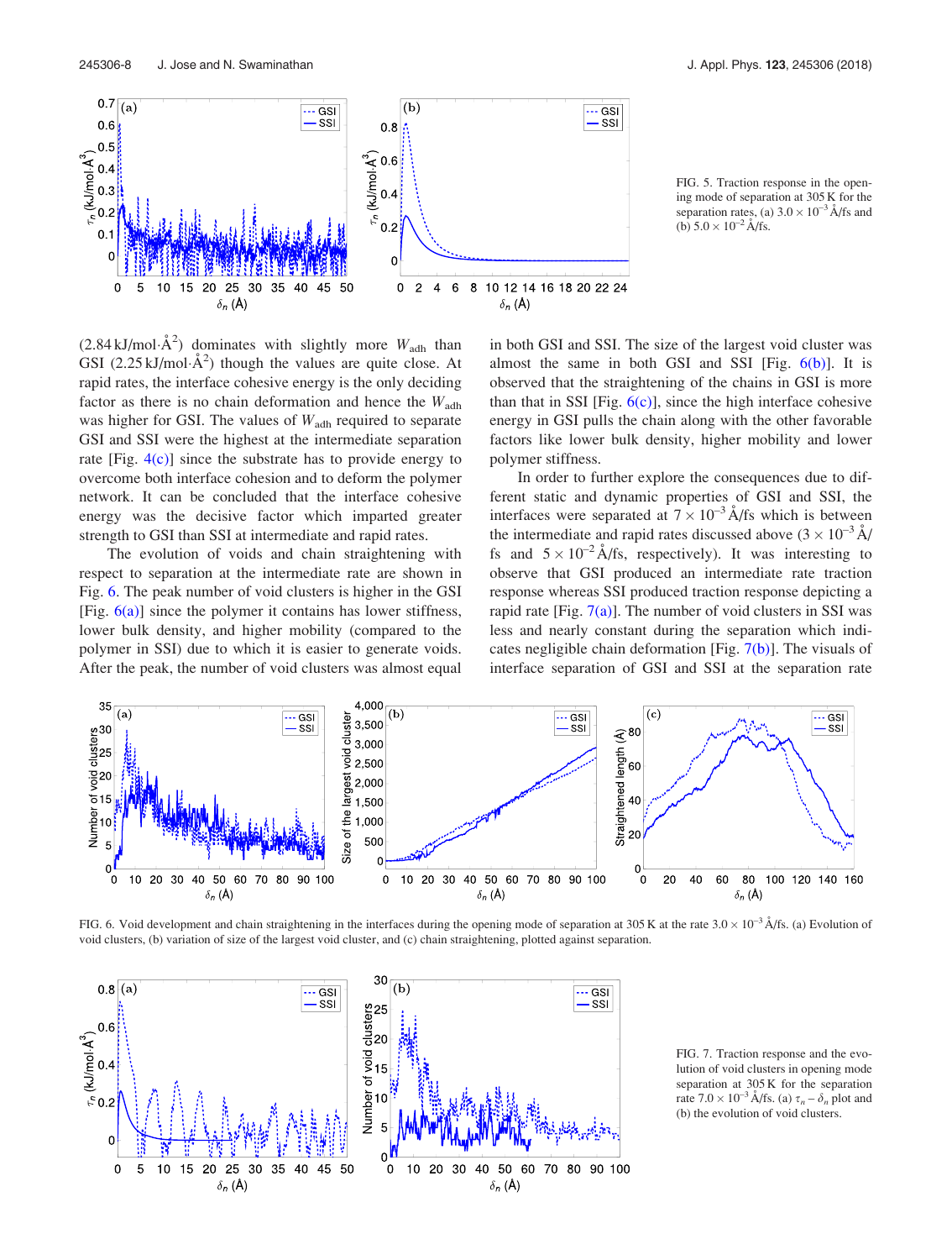FIG. 5. Traction response in the opening mode of separation at 305 K for the separation rates, (a) $3.0 \times 10^{-3}$ Å/fs and (b) $5.0 \times 10^{-2}$ Å/fs.

($2.84\,\text{kJ/mol}\cdot\text{Å}^2$) dominates with slightly more $W_{adh}$ than GSI ($2.25\,\text{kJ/mol}\cdot\text{Å}^2$) though the values are quite close. At rapid rates, the interface cohesive energy is the only deciding factor as there is no chain deformation and hence the $W_{adh}$ was higher for GSI. The values of $W_{adh}$ required to separate GSI and SSI were the highest at the intermediate separation rate [Fig. 4(c)] since the substrate has to provide energy to overcome both interface cohesion and to deform the polymer network. It can be concluded that the interface cohesive energy was the decisive factor which imparted greater strength to GSI than SSI at intermediate and rapid rates.

The evolution of voids and chain straightening with respect to separation at the intermediate rate are shown in Fig. 6. The peak number of void clusters is higher in the GSI [Fig. 6(a)] since the polymer it contains has lower stiffness, lower bulk density, and higher mobility (compared to the polymer in SSI) due to which it is easier to generate voids. After the peak, the number of void clusters was almost equal in both GSI and SSI. The size of the largest void cluster was almost the same in both GSI and SSI [Fig. 6(b)]. It is observed that the straightening of the chains in GSI is more than that in SSI [Fig. 6(c)], since the high interface cohesive energy in GSI pulls the chain along with the other favorable factors like lower bulk density, higher mobility and lower polymer stiffness.

In order to further explore the consequences due to different static and dynamic properties of GSI and SSI, the interfaces were separated at $7 \times 10^{-3}$ Å/fs which is between the intermediate and rapid rates discussed above ($3 \times 10^{-3}$ Å/fs and $5 \times 10^{-2}$ Å/fs, respectively). It was interesting to observe that GSI produced an intermediate rate traction response whereas SSI produced traction response depicting a rapid rate [Fig. 7(a)]. The number of void clusters in SSI was less and nearly constant during the separation which indicates negligible chain deformation [Fig. 7(b)]. The visuals of interface separation of GSI and SSI at the separation rate

FIG. 6. Void development and chain straightening in the interfaces during the opening mode of separation at 305 K at the rate $3.0 \times 10^{-3}$ Å/fs. (a) Evolution of void clusters, (b) variation of size of the largest void cluster, and (c) chain straightening, plotted against separation.

FIG. 7. Traction response and the evolution of void clusters in opening mode separation at 305 K for the separation rate $7.0 \times 10^{-3}$ Å/fs. (a) $\tau_n - \delta_n$ plot and (b) the evolution of void clusters.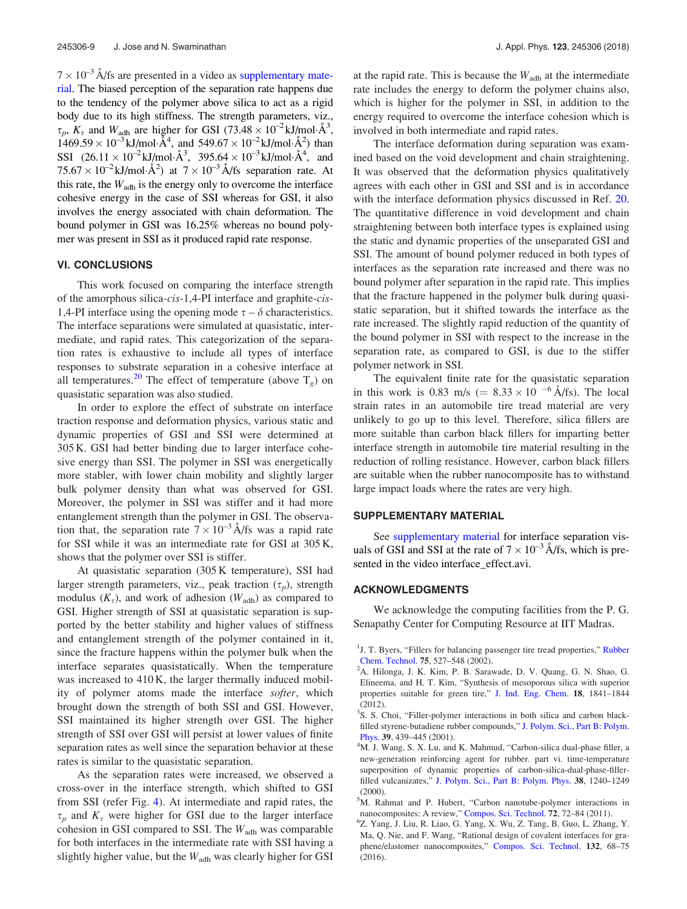$7 \times 10^{-3}$ Å/fs are presented in a video as supplementary material. The biased perception of the separation rate happens due to the tendency of the polymer above silica to act as a rigid body due to its high stiffness. The strength parameters, viz., $\tau_p$, $K_\tau$ and $W_{adh}$ are higher for GSI ($73.48 \times 10^{-2}$ kJ/mol·Å$^3$, $1469.59 \times 10^{-3}$ kJ/mol·Å$^4$, and $549.67 \times 10^{-2}$ kJ/mol·Å$^2$) than SSI ($26.11 \times 10^{-2}$ kJ/mol·Å$^3$, $395.64 \times 10^{-3}$ kJ/mol·Å$^4$, and $75.67 \times 10^{-2}$ kJ/mol·Å$^2$) at $7 \times 10^{-3}$ Å/fs separation rate. At this rate, the $W_{adh}$ is the energy only to overcome the interface cohesive energy in the case of SSI whereas for GSI, it also involves the energy associated with chain deformation. The bound polymer in GSI was 16.25% whereas no bound polymer was present in SSI as it produced rapid rate response.

## VI. CONCLUSIONS

This work focused on comparing the interface strength of the amorphous silica-*cis*-1,4-PI interface and graphite-*cis*-1,4-PI interface using the opening mode $\tau - \delta$ characteristics. The interface separations were simulated at quasistatic, intermediate, and rapid rates. This categorization of the separation rates is exhaustive to include all types of interface responses to substrate separation in a cohesive interface at all temperatures.[20] The effect of temperature (above $T_g$) on quasistatic separation was also studied.

In order to explore the effect of substrate on interface traction response and deformation physics, various static and dynamic properties of GSI and SSI were determined at 305 K. GSI had better binding due to larger interface cohesive energy than SSI. The polymer in SSI was energetically more stabler, with lower chain mobility and slightly larger bulk polymer density than what was observed for GSI. Moreover, the polymer in SSI was stiffer and it had more entanglement strength than the polymer in GSI. The observation that, the separation rate $7 \times 10^{-3}$ Å/fs was a rapid rate for SSI while it was an intermediate rate for GSI at 305 K, shows that the polymer over SSI is stiffer.

At quasistatic separation (305 K temperature), SSI had larger strength parameters, viz., peak traction ($\tau_p$), strength modulus ($K_\tau$), and work of adhesion ($W_{adh}$) as compared to GSI. Higher strength of SSI at quasistatic separation is supported by the better stability and higher values of stiffness and entanglement strength of the polymer contained in it, since the fracture happens within the polymer bulk when the interface separates quasistatically. When the temperature was increased to 410 K, the larger thermally induced mobility of polymer atoms made the interface *softer*, which brought down the strength of both SSI and GSI. However, SSI maintained its higher strength over GSI. The higher strength of SSI over GSI will persist at lower values of finite separation rates as well since the separation behavior at these rates is similar to the quasistatic separation.

As the separation rates were increased, we observed a cross-over in the interface strength, which shifted to GSI from SSI (refer Fig. 4). At intermediate and rapid rates, the $\tau_p$ and $K_\tau$ were higher for GSI due to the larger interface cohesion in GSI compared to SSI. The $W_{adh}$ was comparable for both interfaces in the intermediate rate with SSI having a slightly higher value, but the $W_{adh}$ was clearly higher for GSI at the rapid rate. This is because the $W_{adh}$ at the intermediate rate includes the energy to deform the polymer chains also, which is higher for the polymer in SSI, in addition to the energy required to overcome the interface cohesion which is involved in both intermediate and rapid rates.

The interface deformation during separation was examined based on the void development and chain straightening. It was observed that the deformation physics qualitatively agrees with each other in GSI and SSI and is in accordance with the interface deformation physics discussed in Ref. 20. The quantitative difference in void development and chain straightening between both interface types is explained using the static and dynamic properties of the unseparated GSI and SSI. The amount of bound polymer reduced in both types of interfaces as the separation rate increased and there was no bound polymer after separation in the rapid rate. This implies that the fracture happened in the polymer bulk during quasistatic separation, but it shifted towards the interface as the rate increased. The slightly rapid reduction of the quantity of the bound polymer in SSI with respect to the increase in the separation rate, as compared to GSI, is due to the stiffer polymer network in SSI.

The equivalent finite rate for the quasistatic separation in this work is 0.83 m/s ($= 8.33 \times 10^{-6}$ Å/fs). The local strain rates in an automobile tire tread material are very unlikely to go up to this level. Therefore, silica fillers are more suitable than carbon black fillers for imparting better interface strength in automobile tire material resulting in the reduction of rolling resistance. However, carbon black fillers are suitable when the rubber nanocomposite has to withstand large impact loads where the rates are very high.

## SUPPLEMENTARY MATERIAL

See supplementary material for interface separation visuals of GSI and SSI at the rate of $7 \times 10^{-3}$ Å/fs, which is presented in the video interface_effect.avi.

## ACKNOWLEDGMENTS

We acknowledge the computing facilities from the P. G. Senapathy Center for Computing Resource at IIT Madras.

[1] J. T. Byers, "Fillers for balancing passenger tire tread properties," Rubber Chem. Technol. **75**, 527–548 (2002).

[2] A. Hilonga, J. K. Kim, P. B. Sarawade, D. V. Quang, G. N. Shao, G. Elineema, and H. T. Kim, "Synthesis of mesoporous silica with superior properties suitable for green tire," J. Ind. Eng. Chem. **18**, 1841–1844 (2012).

[3] S. S. Choi, "Filler-polymer interactions in both silica and carbon black-filled styrene-butadiene rubber compounds," J. Polym. Sci., Part B: Polym. Phys. **39**, 439–445 (2001).

[4] M. J. Wang, S. X. Lu, and K. Mahmud, "Carbon-silica dual-phase filler, a new-generation reinforcing agent for rubber. part vi. time-temperature superposition of dynamic properties of carbon-silica-dual-phase-filler-filled vulcanizates," J. Polym. Sci., Part B: Polym. Phys. **38**, 1240–1249 (2000).

[5] M. Rahmat and P. Hubert, "Carbon nanotube-polymer interactions in nanocomposites: A review," Compos. Sci. Technol. **72**, 72–84 (2011).

[6] Z. Yang, J. Liu, R. Liao, G. Yang, X. Wu, Z. Tang, B. Guo, L. Zhang, Y. Ma, Q. Nie, and F. Wang, "Rational design of covalent interfaces for graphene/elastomer nanocomposites," Compos. Sci. Technol. **132**, 68–75 (2016).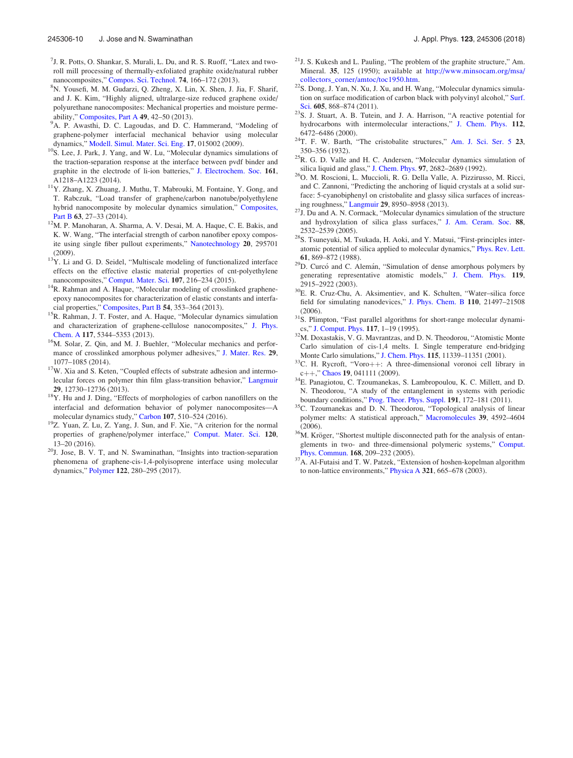[7] J. R. Potts, O. Shankar, S. Murali, L. Du, and R. S. Ruoff, "Latex and two-roll mill processing of thermally-exfoliated graphite oxide/natural rubber nanocomposites," Compos. Sci. Technol. **74**, 166–172 (2013).

[8] N. Yousefi, M. M. Gudarzi, Q. Zheng, X. Lin, X. Shen, J. Jia, F. Sharif, and J. K. Kim, "Highly aligned, ultralarge-size reduced graphene oxide/polyurethane nanocomposites: Mechanical properties and moisture permeability," Composites, Part A **49**, 42–50 (2013).

[9] A. P. Awasthi, D. C. Lagoudas, and D. C. Hammerand, "Modeling of graphene-polymer interfacial mechanical behavior using molecular dynamics," Modell. Simul. Mater. Sci. Eng. **17**, 015002 (2009).

[10] S. Lee, J. Park, J. Yang, and W. Lu, "Molecular dynamics simulations of the traction-separation response at the interface between pvdf binder and graphite in the electrode of li-ion batteries," J. Electrochem. Soc. **161**, A1218–A1223 (2014).

[11] Y. Zhang, X. Zhuang, J. Muthu, T. Mabrouki, M. Fontaine, Y. Gong, and T. Rabczuk, "Load transfer of graphene/carbon nanotube/polyethylene hybrid nanocomposite by molecular dynamics simulation," Composites, Part B **63**, 27–33 (2014).

[12] M. P. Manoharan, A. Sharma, A. V. Desai, M. A. Haque, C. E. Bakis, and K. W. Wang, "The interfacial strength of carbon nanofiber epoxy composite using single fiber pullout experiments," Nanotechnology **20**, 295701 (2009).

[13] Y. Li and G. D. Seidel, "Multiscale modeling of functionalized interface effects on the effective elastic material properties of cnt-polyethylene nanocomposites," Comput. Mater. Sci. **107**, 216–234 (2015).

[14] R. Rahman and A. Haque, "Molecular modeling of crosslinked graphene-epoxy nanocomposites for characterization of elastic constants and interfacial properties," Composites, Part B **54**, 353–364 (2013).

[15] R. Rahman, J. T. Foster, and A. Haque, "Molecular dynamics simulation and characterization of graphene-cellulose nanocomposites," J. Phys. Chem. A **117**, 5344–5353 (2013).

[16] M. Solar, Z. Qin, and M. J. Buehler, "Molecular mechanics and performance of crosslinked amorphous polymer adhesives," J. Mater. Res. **29**, 1077–1085 (2014).

[17] W. Xia and S. Keten, "Coupled effects of substrate adhesion and intermolecular forces on polymer thin film glass-transition behavior," Langmuir **29**, 12730–12736 (2013).

[18] Y. Hu and J. Ding, "Effects of morphologies of carbon nanofillers on the interfacial and deformation behavior of polymer nanocomposites—A molecular dynamics study," Carbon **107**, 510–524 (2016).

[19] Z. Yuan, Z. Lu, Z. Yang, J. Sun, and F. Xie, "A criterion for the normal properties of graphene/polymer interface," Comput. Mater. Sci. **120**, 13–20 (2016).

[20] J. Jose, B. V. T, and N. Swaminathan, "Insights into traction-separation phenomena of graphene-cis-1,4-polyisoprene interface using molecular dynamics," Polymer **122**, 280–295 (2017).

[21] J. S. Kukesh and L. Pauling, "The problem of the graphite structure," Am. Mineral. **35**, 125 (1950); available at http://www.minsocam.org/msa/collectors_corner/amtoc/toc1950.htm.

[22] S. Dong, J. Yan, N. Xu, J. Xu, and H. Wang, "Molecular dynamics simulation on surface modification of carbon black with polyvinyl alcohol," Surf. Sci. **605**, 868–874 (2011).

[23] S. J. Stuart, A. B. Tutein, and J. A. Harrison, "A reactive potential for hydrocarbons with intermolecular interactions," J. Chem. Phys. **112**, 6472–6486 (2000).

[24] T. F. W. Barth, "The cristobalite structures," Am. J. Sci. Ser. 5 **23**, 350–356 (1932).

[25] R. G. D. Valle and H. C. Andersen, "Molecular dynamics simulation of silica liquid and glass," J. Chem. Phys. **97**, 2682–2689 (1992).

[26] O. M. Roscioni, L. Muccioli, R. G. Della Valle, A. Pizzirusso, M. Ricci, and C. Zannoni, "Predicting the anchoring of liquid crystals at a solid surface: 5-cyanobiphenyl on cristobalite and glassy silica surfaces of increasing roughness," Langmuir **29**, 8950–8958 (2013).

[27] J. Du and A. N. Cormack, "Molecular dynamics simulation of the structure and hydroxylation of silica glass surfaces," J. Am. Ceram. Soc. **88**, 2532–2539 (2005).

[28] S. Tsuneyuki, M. Tsukada, H. Aoki, and Y. Matsui, "First-principles interatomic potential of silica applied to molecular dynamics," Phys. Rev. Lett. **61**, 869–872 (1988).

[29] D. Curcó and C. Alemán, "Simulation of dense amorphous polymers by generating representative atomistic models," J. Chem. Phys. **119**, 2915–2922 (2003).

[30] E. R. Cruz-Chu, A. Aksimentiev, and K. Schulten, "Water–silica force field for simulating nanodevices," J. Phys. Chem. B **110**, 21497–21508 (2006).

[31] S. Plimpton, "Fast parallel algorithms for short-range molecular dynamics," J. Comput. Phys. **117**, 1–19 (1995).

[32] M. Doxastakis, V. G. Mavrantzas, and D. N. Theodorou, "Atomistic Monte Carlo simulation of cis-1,4 melts. I. Single temperature end-bridging Monte Carlo simulations," J. Chem. Phys. **115**, 11339–11351 (2001).

[33] C. H. Rycroft, "Voro++: A three-dimensional voronoi cell library in c++," Chaos **19**, 041111 (2009).

[34] E. Panagiotou, C. Tzoumanekas, S. Lambropoulou, K. C. Millett, and D. N. Theodorou, "A study of the entanglement in systems with periodic boundary conditions," Prog. Theor. Phys. Suppl. **191**, 172–181 (2011).

[35] C. Tzoumanekas and D. N. Theodorou, "Topological analysis of linear polymer melts: A statistical approach," Macromolecules **39**, 4592–4604 (2006).

[36] M. Kröger, "Shortest multiple disconnected path for the analysis of entanglements in two- and three-dimensional polymeric systems," Comput. Phys. Commun. **168**, 209–232 (2005).

[37] A. Al-Futaisi and T. W. Patzek, "Extension of hoshen-kopelman algorithm to non-lattice environments," Physica A **321**, 665–678 (2003).